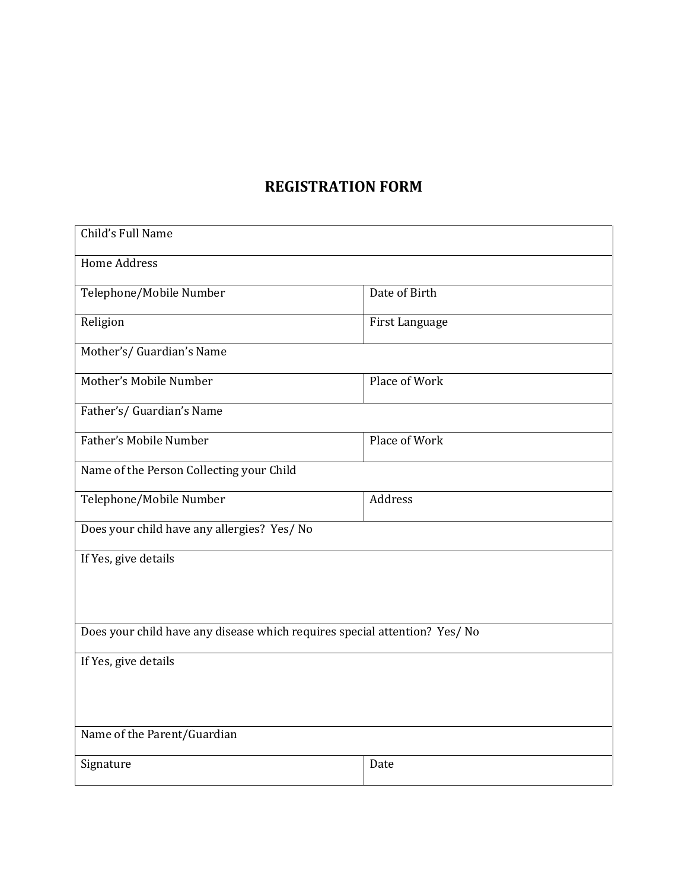# REGISTRATION FORM

| Child’s Full Name | |
|---|---|
| Home Address | |
| Telephone/Mobile Number | Date of Birth |
| Religion | First Language |
| Mother’s/ Guardian’s Name | |
| Mother’s Mobile Number | Place of Work |
| Father’s/ Guardian’s Name | |
| Father’s Mobile Number | Place of Work |
| Name of the Person Collecting your Child | |
| Telephone/Mobile Number | Address |
| Does your child have any allergies? Yes/ No | |
| If Yes, give details | |
| Does your child have any disease which requires special attention? Yes/ No | |
| If Yes, give details | |
| Name of the Parent/Guardian | |
| Signature | Date |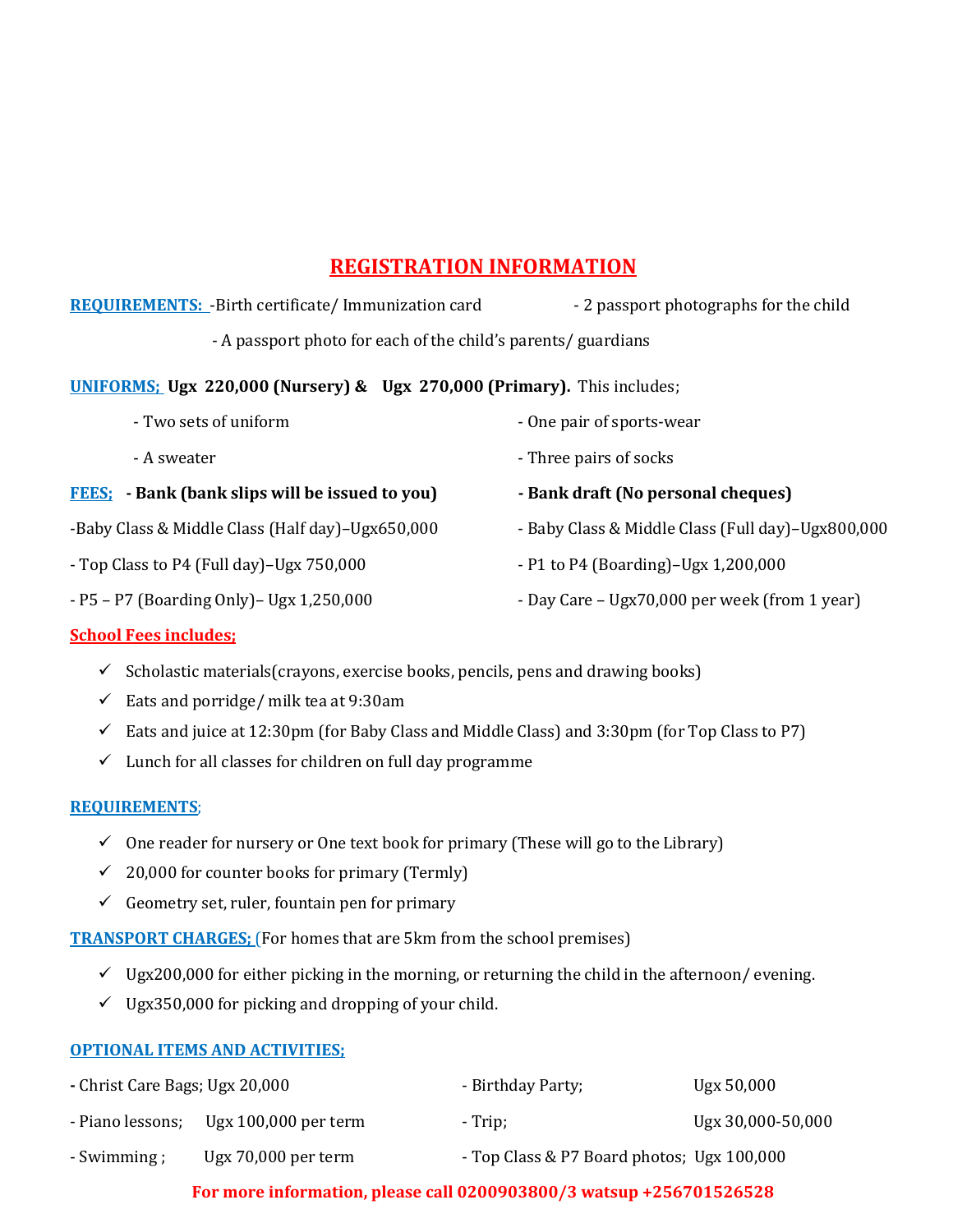# REGISTRATION INFORMATION

**REQUIREMENTS:** -Birth certificate/ Immunization card - 2 passport photographs for the child - A passport photo for each of the child's parents/ guardians

**UNIFORMS;** **Ugx 220,000 (Nursery) & Ugx 270,000 (Primary).** This includes;

- Two sets of uniform
- One pair of sports-wear
- A sweater
- Three pairs of socks

**FEES;** **- Bank (bank slips will be issued to you)** **- Bank draft (No personal cheques)**

- Baby Class & Middle Class (Half day)–Ugx650,000
- Baby Class & Middle Class (Full day)–Ugx800,000
- Top Class to P4 (Full day)–Ugx 750,000
- P1 to P4 (Boarding)–Ugx 1,200,000
- P5 – P7 (Boarding Only)– Ugx 1,250,000
- Day Care – Ugx70,000 per week (from 1 year)

**School Fees includes;**

- ✓ Scholastic materials(crayons, exercise books, pencils, pens and drawing books)
- ✓ Eats and porridge/ milk tea at 9:30am
- ✓ Eats and juice at 12:30pm (for Baby Class and Middle Class) and 3:30pm (for Top Class to P7)
- ✓ Lunch for all classes for children on full day programme

**REQUIREMENTS;**

- ✓ One reader for nursery or One text book for primary (These will go to the Library)
- ✓ 20,000 for counter books for primary (Termly)
- ✓ Geometry set, ruler, fountain pen for primary

**TRANSPORT CHARGES;** (For homes that are 5km from the school premises)

- ✓ Ugx200,000 for either picking in the morning, or returning the child in the afternoon/ evening.
- ✓ Ugx350,000 for picking and dropping of your child.

**OPTIONAL ITEMS AND ACTIVITIES;**

- Christ Care Bags; Ugx 20,000
- Birthday Party; Ugx 50,000
- Piano lessons; Ugx 100,000 per term
- Trip; Ugx 30,000-50,000
- Swimming ; Ugx 70,000 per term
- Top Class & P7 Board photos; Ugx 100,000

**For more information, please call 0200903800/3 watsup +256701526528**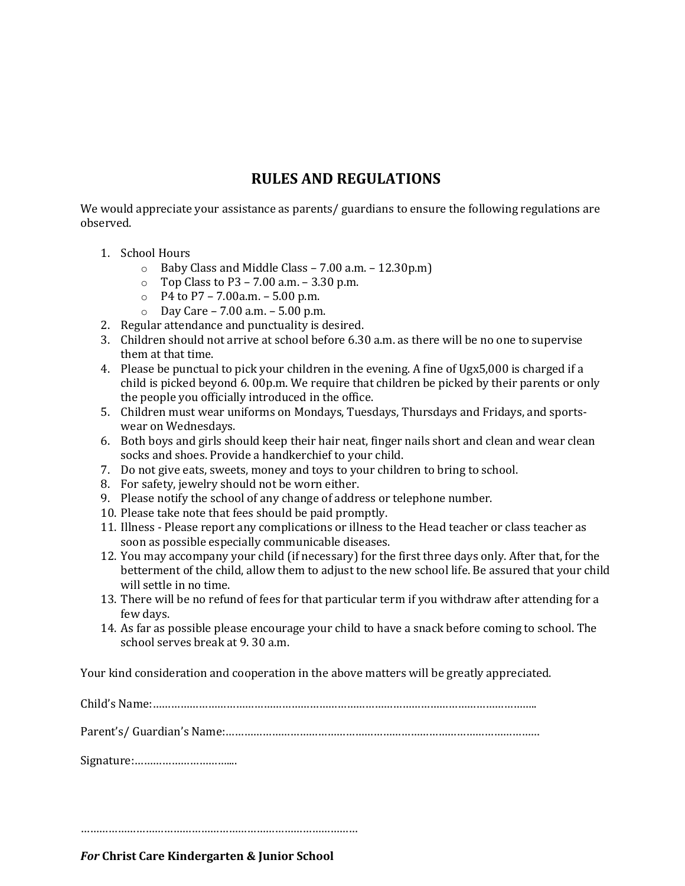## RULES AND REGULATIONS

We would appreciate your assistance as parents/ guardians to ensure the following regulations are observed.

1. School Hours
   - Baby Class and Middle Class – 7.00 a.m. – 12.30p.m)
   - Top Class to P3 – 7.00 a.m. – 3.30 p.m.
   - P4 to P7 – 7.00a.m. – 5.00 p.m.
   - Day Care – 7.00 a.m. – 5.00 p.m.
2. Regular attendance and punctuality is desired.
3. Children should not arrive at school before 6.30 a.m. as there will be no one to supervise them at that time.
4. Please be punctual to pick your children in the evening. A fine of Ugx5,000 is charged if a child is picked beyond 6. 00p.m. We require that children be picked by their parents or only the people you officially introduced in the office.
5. Children must wear uniforms on Mondays, Tuesdays, Thursdays and Fridays, and sports-wear on Wednesdays.
6. Both boys and girls should keep their hair neat, finger nails short and clean and wear clean socks and shoes. Provide a handkerchief to your child.
7. Do not give eats, sweets, money and toys to your children to bring to school.
8. For safety, jewelry should not be worn either.
9. Please notify the school of any change of address or telephone number.
10. Please take note that fees should be paid promptly.
11. Illness - Please report any complications or illness to the Head teacher or class teacher as soon as possible especially communicable diseases.
12. You may accompany your child (if necessary) for the first three days only. After that, for the betterment of the child, allow them to adjust to the new school life. Be assured that your child will settle in no time.
13. There will be no refund of fees for that particular term if you withdraw after attending for a few days.
14. As far as possible please encourage your child to have a snack before coming to school. The school serves break at 9. 30 a.m.

Your kind consideration and cooperation in the above matters will be greatly appreciated.

Child's Name:……………………………………………………………………………………………………..

Parent's/ Guardian's Name:……………………………………………………………………………………

Signature:…………………………..

………………………………………………………………………………

***For* Christ Care Kindergarten & Junior School**